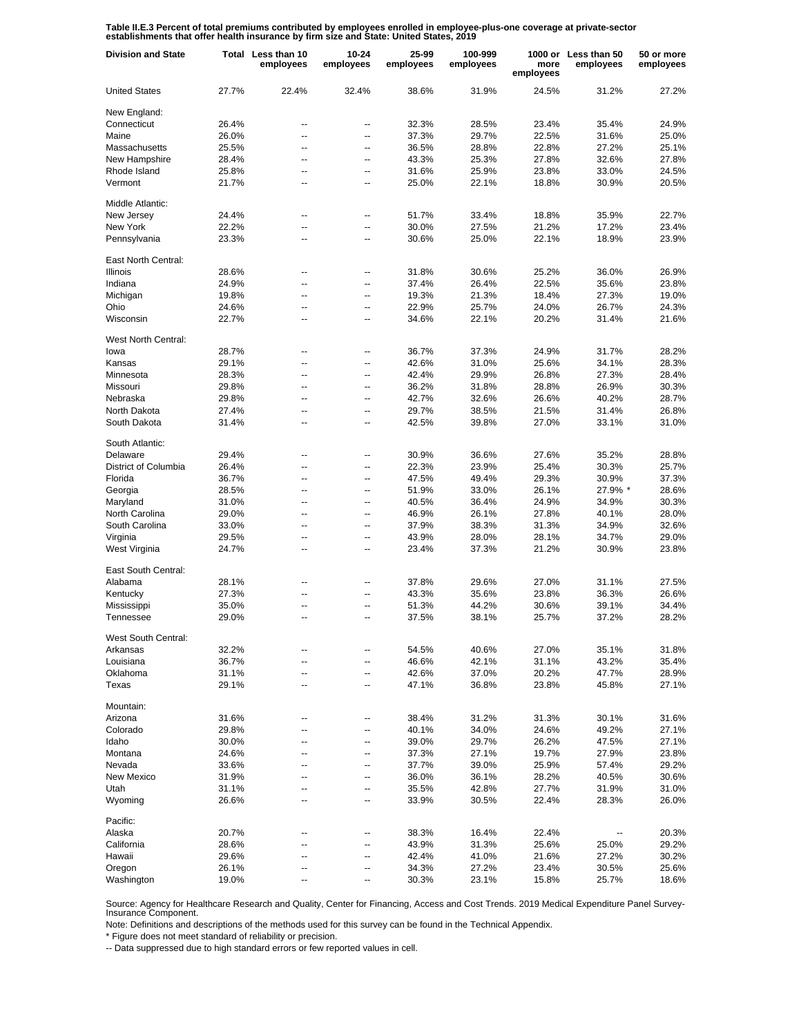**Table II.E.3 Percent of total premiums contributed by employees enrolled in employee-plus-one coverage at private-sector establishments that offer health insurance by firm size and State: United States, 2019**

| Division and State | Total | Less than 10 employees | 10-24 employees | 25-99 employees | 100-999 employees | 1000 or more employees | Less than 50 employees | 50 or more employees |
|---|---|---|---|---|---|---|---|---|
| United States | 27.7% | 22.4% | 32.4% | 38.6% | 31.9% | 24.5% | 31.2% | 27.2% |
| New England: | | | | | | | | |
| Connecticut | 26.4% | -- | -- | 32.3% | 28.5% | 23.4% | 35.4% | 24.9% |
| Maine | 26.0% | -- | -- | 37.3% | 29.7% | 22.5% | 31.6% | 25.0% |
| Massachusetts | 25.5% | -- | -- | 36.5% | 28.8% | 22.8% | 27.2% | 25.1% |
| New Hampshire | 28.4% | -- | -- | 43.3% | 25.3% | 27.8% | 32.6% | 27.8% |
| Rhode Island | 25.8% | -- | -- | 31.6% | 25.9% | 23.8% | 33.0% | 24.5% |
| Vermont | 21.7% | -- | -- | 25.0% | 22.1% | 18.8% | 30.9% | 20.5% |
| Middle Atlantic: | | | | | | | | |
| New Jersey | 24.4% | -- | -- | 51.7% | 33.4% | 18.8% | 35.9% | 22.7% |
| New York | 22.2% | -- | -- | 30.0% | 27.5% | 21.2% | 17.2% | 23.4% |
| Pennsylvania | 23.3% | -- | -- | 30.6% | 25.0% | 22.1% | 18.9% | 23.9% |
| East North Central: | | | | | | | | |
| Illinois | 28.6% | -- | -- | 31.8% | 30.6% | 25.2% | 36.0% | 26.9% |
| Indiana | 24.9% | -- | -- | 37.4% | 26.4% | 22.5% | 35.6% | 23.8% |
| Michigan | 19.8% | -- | -- | 19.3% | 21.3% | 18.4% | 27.3% | 19.0% |
| Ohio | 24.6% | -- | -- | 22.9% | 25.7% | 24.0% | 26.7% | 24.3% |
| Wisconsin | 22.7% | -- | -- | 34.6% | 22.1% | 20.2% | 31.4% | 21.6% |
| West North Central: | | | | | | | | |
| Iowa | 28.7% | -- | -- | 36.7% | 37.3% | 24.9% | 31.7% | 28.2% |
| Kansas | 29.1% | -- | -- | 42.6% | 31.0% | 25.6% | 34.1% | 28.3% |
| Minnesota | 28.3% | -- | -- | 42.4% | 29.9% | 26.8% | 27.3% | 28.4% |
| Missouri | 29.8% | -- | -- | 36.2% | 31.8% | 28.8% | 26.9% | 30.3% |
| Nebraska | 29.8% | -- | -- | 42.7% | 32.6% | 26.6% | 40.2% | 28.7% |
| North Dakota | 27.4% | -- | -- | 29.7% | 38.5% | 21.5% | 31.4% | 26.8% |
| South Dakota | 31.4% | -- | -- | 42.5% | 39.8% | 27.0% | 33.1% | 31.0% |
| South Atlantic: | | | | | | | | |
| Delaware | 29.4% | -- | -- | 30.9% | 36.6% | 27.6% | 35.2% | 28.8% |
| District of Columbia | 26.4% | -- | -- | 22.3% | 23.9% | 25.4% | 30.3% | 25.7% |
| Florida | 36.7% | -- | -- | 47.5% | 49.4% | 29.3% | 30.9% | 37.3% |
| Georgia | 28.5% | -- | -- | 51.9% | 33.0% | 26.1% | 27.9% * | 28.6% |
| Maryland | 31.0% | -- | -- | 40.5% | 36.4% | 24.9% | 34.9% | 30.3% |
| North Carolina | 29.0% | -- | -- | 46.9% | 26.1% | 27.8% | 40.1% | 28.0% |
| South Carolina | 33.0% | -- | -- | 37.9% | 38.3% | 31.3% | 34.9% | 32.6% |
| Virginia | 29.5% | -- | -- | 43.9% | 28.0% | 28.1% | 34.7% | 29.0% |
| West Virginia | 24.7% | -- | -- | 23.4% | 37.3% | 21.2% | 30.9% | 23.8% |
| East South Central: | | | | | | | | |
| Alabama | 28.1% | -- | -- | 37.8% | 29.6% | 27.0% | 31.1% | 27.5% |
| Kentucky | 27.3% | -- | -- | 43.3% | 35.6% | 23.8% | 36.3% | 26.6% |
| Mississippi | 35.0% | -- | -- | 51.3% | 44.2% | 30.6% | 39.1% | 34.4% |
| Tennessee | 29.0% | -- | -- | 37.5% | 38.1% | 25.7% | 37.2% | 28.2% |
| West South Central: | | | | | | | | |
| Arkansas | 32.2% | -- | -- | 54.5% | 40.6% | 27.0% | 35.1% | 31.8% |
| Louisiana | 36.7% | -- | -- | 46.6% | 42.1% | 31.1% | 43.2% | 35.4% |
| Oklahoma | 31.1% | -- | -- | 42.6% | 37.0% | 20.2% | 47.7% | 28.9% |
| Texas | 29.1% | -- | -- | 47.1% | 36.8% | 23.8% | 45.8% | 27.1% |
| Mountain: | | | | | | | | |
| Arizona | 31.6% | -- | -- | 38.4% | 31.2% | 31.3% | 30.1% | 31.6% |
| Colorado | 29.8% | -- | -- | 40.1% | 34.0% | 24.6% | 49.2% | 27.1% |
| Idaho | 30.0% | -- | -- | 39.0% | 29.7% | 26.2% | 47.5% | 27.1% |
| Montana | 24.6% | -- | -- | 37.3% | 27.1% | 19.7% | 27.9% | 23.8% |
| Nevada | 33.6% | -- | -- | 37.7% | 39.0% | 25.9% | 57.4% | 29.2% |
| New Mexico | 31.9% | -- | -- | 36.0% | 36.1% | 28.2% | 40.5% | 30.6% |
| Utah | 31.1% | -- | -- | 35.5% | 42.8% | 27.7% | 31.9% | 31.0% |
| Wyoming | 26.6% | -- | -- | 33.9% | 30.5% | 22.4% | 28.3% | 26.0% |
| Pacific: | | | | | | | | |
| Alaska | 20.7% | -- | -- | 38.3% | 16.4% | 22.4% | -- | 20.3% |
| California | 28.6% | -- | -- | 43.9% | 31.3% | 25.6% | 25.0% | 29.2% |
| Hawaii | 29.6% | -- | -- | 42.4% | 41.0% | 21.6% | 27.2% | 30.2% |
| Oregon | 26.1% | -- | -- | 34.3% | 27.2% | 23.4% | 30.5% | 25.6% |
| Washington | 19.0% | -- | -- | 30.3% | 23.1% | 15.8% | 25.7% | 18.6% |

Source: Agency for Healthcare Research and Quality, Center for Financing, Access and Cost Trends. 2019 Medical Expenditure Panel Survey-Insurance Component.

Note: Definitions and descriptions of the methods used for this survey can be found in the Technical Appendix.

* Figure does not meet standard of reliability or precision.

-- Data suppressed due to high standard errors or few reported values in cell.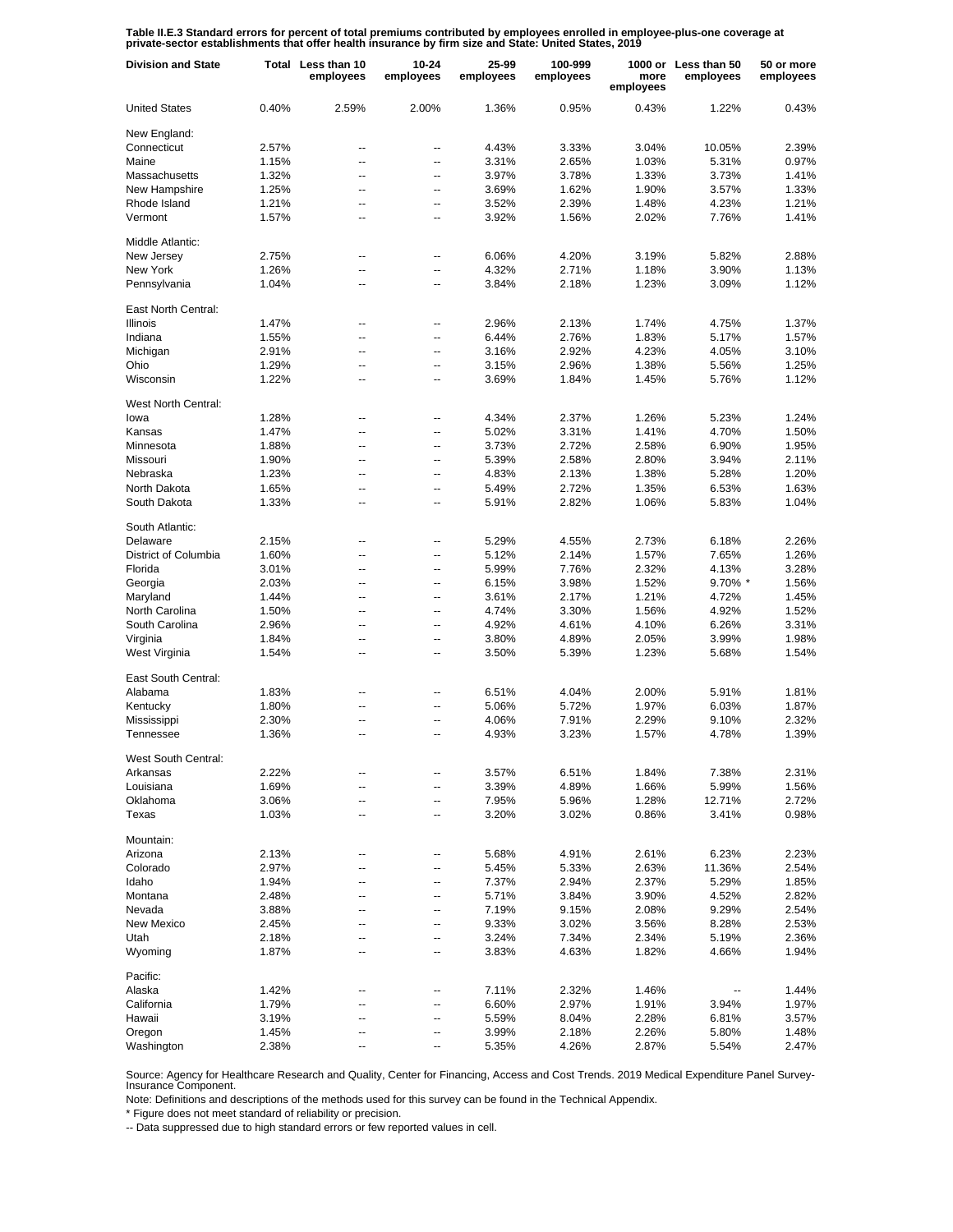**Table II.E.3 Standard errors for percent of total premiums contributed by employees enrolled in employee-plus-one coverage at private-sector establishments that offer health insurance by firm size and State: United States, 2019**

| Division and State | Total | Less than 10 employees | 10-24 employees | 25-99 employees | 100-999 employees | 1000 or more employees | Less than 50 employees | 50 or more employees |
|---|---|---|---|---|---|---|---|---|
| United States | 0.40% | 2.59% | 2.00% | 1.36% | 0.95% | 0.43% | 1.22% | 0.43% |
| New England: | | | | | | | | |
| Connecticut | 2.57% | -- | -- | 4.43% | 3.33% | 3.04% | 10.05% | 2.39% |
| Maine | 1.15% | -- | -- | 3.31% | 2.65% | 1.03% | 5.31% | 0.97% |
| Massachusetts | 1.32% | -- | -- | 3.97% | 3.78% | 1.33% | 3.73% | 1.41% |
| New Hampshire | 1.25% | -- | -- | 3.69% | 1.62% | 1.90% | 3.57% | 1.33% |
| Rhode Island | 1.21% | -- | -- | 3.52% | 2.39% | 1.48% | 4.23% | 1.21% |
| Vermont | 1.57% | -- | -- | 3.92% | 1.56% | 2.02% | 7.76% | 1.41% |
| Middle Atlantic: | | | | | | | | |
| New Jersey | 2.75% | -- | -- | 6.06% | 4.20% | 3.19% | 5.82% | 2.88% |
| New York | 1.26% | -- | -- | 4.32% | 2.71% | 1.18% | 3.90% | 1.13% |
| Pennsylvania | 1.04% | -- | -- | 3.84% | 2.18% | 1.23% | 3.09% | 1.12% |
| East North Central: | | | | | | | | |
| Illinois | 1.47% | -- | -- | 2.96% | 2.13% | 1.74% | 4.75% | 1.37% |
| Indiana | 1.55% | -- | -- | 6.44% | 2.76% | 1.83% | 5.17% | 1.57% |
| Michigan | 2.91% | -- | -- | 3.16% | 2.92% | 4.23% | 4.05% | 3.10% |
| Ohio | 1.29% | -- | -- | 3.15% | 2.96% | 1.38% | 5.56% | 1.25% |
| Wisconsin | 1.22% | -- | -- | 3.69% | 1.84% | 1.45% | 5.76% | 1.12% |
| West North Central: | | | | | | | | |
| Iowa | 1.28% | -- | -- | 4.34% | 2.37% | 1.26% | 5.23% | 1.24% |
| Kansas | 1.47% | -- | -- | 5.02% | 3.31% | 1.41% | 4.70% | 1.50% |
| Minnesota | 1.88% | -- | -- | 3.73% | 2.72% | 2.58% | 6.90% | 1.95% |
| Missouri | 1.90% | -- | -- | 5.39% | 2.58% | 2.80% | 3.94% | 2.11% |
| Nebraska | 1.23% | -- | -- | 4.83% | 2.13% | 1.38% | 5.28% | 1.20% |
| North Dakota | 1.65% | -- | -- | 5.49% | 2.72% | 1.35% | 6.53% | 1.63% |
| South Dakota | 1.33% | -- | -- | 5.91% | 2.82% | 1.06% | 5.83% | 1.04% |
| South Atlantic: | | | | | | | | |
| Delaware | 2.15% | -- | -- | 5.29% | 4.55% | 2.73% | 6.18% | 2.26% |
| District of Columbia | 1.60% | -- | -- | 5.12% | 2.14% | 1.57% | 7.65% | 1.26% |
| Florida | 3.01% | -- | -- | 5.99% | 7.76% | 2.32% | 4.13% | 3.28% |
| Georgia | 2.03% | -- | -- | 6.15% | 3.98% | 1.52% | 9.70% * | 1.56% |
| Maryland | 1.44% | -- | -- | 3.61% | 2.17% | 1.21% | 4.72% | 1.45% |
| North Carolina | 1.50% | -- | -- | 4.74% | 3.30% | 1.56% | 4.92% | 1.52% |
| South Carolina | 2.96% | -- | -- | 4.92% | 4.61% | 4.10% | 6.26% | 3.31% |
| Virginia | 1.84% | -- | -- | 3.80% | 4.89% | 2.05% | 3.99% | 1.98% |
| West Virginia | 1.54% | -- | -- | 3.50% | 5.39% | 1.23% | 5.68% | 1.54% |
| East South Central: | | | | | | | | |
| Alabama | 1.83% | -- | -- | 6.51% | 4.04% | 2.00% | 5.91% | 1.81% |
| Kentucky | 1.80% | -- | -- | 5.06% | 5.72% | 1.97% | 6.03% | 1.87% |
| Mississippi | 2.30% | -- | -- | 4.06% | 7.91% | 2.29% | 9.10% | 2.32% |
| Tennessee | 1.36% | -- | -- | 4.93% | 3.23% | 1.57% | 4.78% | 1.39% |
| West South Central: | | | | | | | | |
| Arkansas | 2.22% | -- | -- | 3.57% | 6.51% | 1.84% | 7.38% | 2.31% |
| Louisiana | 1.69% | -- | -- | 3.39% | 4.89% | 1.66% | 5.99% | 1.56% |
| Oklahoma | 3.06% | -- | -- | 7.95% | 5.96% | 1.28% | 12.71% | 2.72% |
| Texas | 1.03% | -- | -- | 3.20% | 3.02% | 0.86% | 3.41% | 0.98% |
| Mountain: | | | | | | | | |
| Arizona | 2.13% | -- | -- | 5.68% | 4.91% | 2.61% | 6.23% | 2.23% |
| Colorado | 2.97% | -- | -- | 5.45% | 5.33% | 2.63% | 11.36% | 2.54% |
| Idaho | 1.94% | -- | -- | 7.37% | 2.94% | 2.37% | 5.29% | 1.85% |
| Montana | 2.48% | -- | -- | 5.71% | 3.84% | 3.90% | 4.52% | 2.82% |
| Nevada | 3.88% | -- | -- | 7.19% | 9.15% | 2.08% | 9.29% | 2.54% |
| New Mexico | 2.45% | -- | -- | 9.33% | 3.02% | 3.56% | 8.28% | 2.53% |
| Utah | 2.18% | -- | -- | 3.24% | 7.34% | 2.34% | 5.19% | 2.36% |
| Wyoming | 1.87% | -- | -- | 3.83% | 4.63% | 1.82% | 4.66% | 1.94% |
| Pacific: | | | | | | | | |
| Alaska | 1.42% | -- | -- | 7.11% | 2.32% | 1.46% | -- | 1.44% |
| California | 1.79% | -- | -- | 6.60% | 2.97% | 1.91% | 3.94% | 1.97% |
| Hawaii | 3.19% | -- | -- | 5.59% | 8.04% | 2.28% | 6.81% | 3.57% |
| Oregon | 1.45% | -- | -- | 3.99% | 2.18% | 2.26% | 5.80% | 1.48% |
| Washington | 2.38% | -- | -- | 5.35% | 4.26% | 2.87% | 5.54% | 2.47% |

Source: Agency for Healthcare Research and Quality, Center for Financing, Access and Cost Trends. 2019 Medical Expenditure Panel Survey-Insurance Component.

Note: Definitions and descriptions of the methods used for this survey can be found in the Technical Appendix.

* Figure does not meet standard of reliability or precision.

-- Data suppressed due to high standard errors or few reported values in cell.